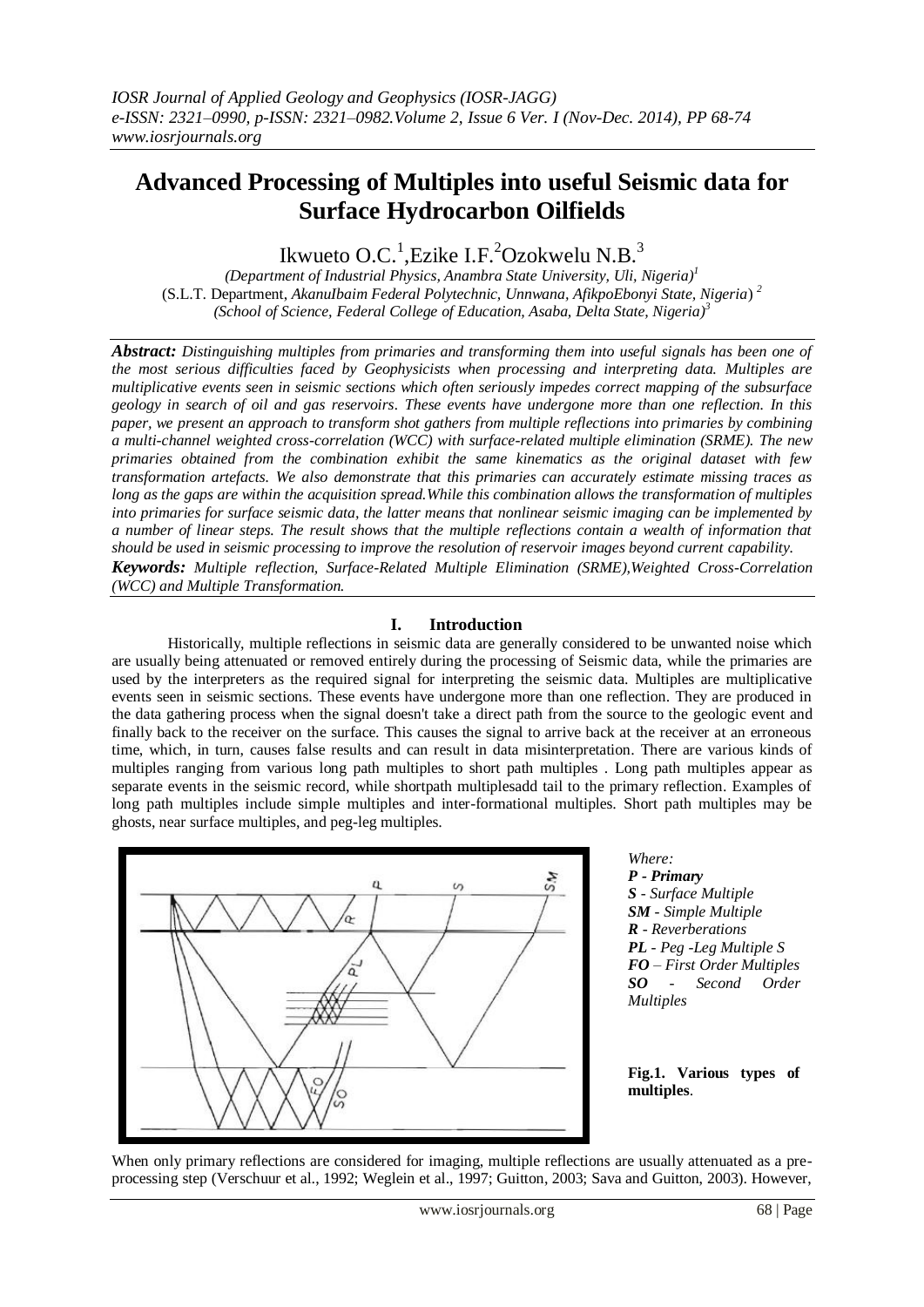# Advanced Processing of Multiples into useful Seismic data for Surface Hydrocarbon Oilfields

Ikwueto O.C.[1], Ezike I.F.[2] Ozokwelu N.B.[3]

*(Department of Industrial Physics, Anambra State University, Uli, Nigeria)*[1]
(S.L.T. Department, *AkanuIbaim Federal Polytechnic, Unnwana, AfikpoEbonyi State, Nigeria*) [2]
*(School of Science, Federal College of Education, Asaba, Delta State, Nigeria)*[3]

***Abstract:*** *Distinguishing multiples from primaries and transforming them into useful signals has been one of the most serious difficulties faced by Geophysicists when processing and interpreting data. Multiples are multiplicative events seen in seismic sections which often seriously impedes correct mapping of the subsurface geology in search of oil and gas reservoirs. These events have undergone more than one reflection. In this paper, we present an approach to transform shot gathers from multiple reflections into primaries by combining a multi-channel weighted cross-correlation (WCC) with surface-related multiple elimination (SRME). The new primaries obtained from the combination exhibit the same kinematics as the original dataset with few transformation artefacts. We also demonstrate that this primaries can accurately estimate missing traces as long as the gaps are within the acquisition spread.While this combination allows the transformation of multiples into primaries for surface seismic data, the latter means that nonlinear seismic imaging can be implemented by a number of linear steps. The result shows that the multiple reflections contain a wealth of information that should be used in seismic processing to improve the resolution of reservoir images beyond current capability.*

***Keywords:*** *Multiple reflection, Surface-Related Multiple Elimination (SRME),Weighted Cross-Correlation (WCC) and Multiple Transformation.*

## I. Introduction

Historically, multiple reflections in seismic data are generally considered to be unwanted noise which are usually being attenuated or removed entirely during the processing of Seismic data, while the primaries are used by the interpreters as the required signal for interpreting the seismic data. Multiples are multiplicative events seen in seismic sections. These events have undergone more than one reflection. They are produced in the data gathering process when the signal doesn't take a direct path from the source to the geologic event and finally back to the receiver on the surface. This causes the signal to arrive back at the receiver at an erroneous time, which, in turn, causes false results and can result in data misinterpretation. There are various kinds of multiples ranging from various long path multiples to short path multiples . Long path multiples appear as separate events in the seismic record, while shortpath multiplesadd tail to the primary reflection. Examples of long path multiples include simple multiples and inter-formational multiples. Short path multiples may be ghosts, near surface multiples, and peg-leg multiples.

*Where:*
***P - Primary***
*S - Surface Multiple*
*SM - Simple Multiple*
*R - Reverberations*
*PL - Peg -Leg Multiple S*
*FO – First Order Multiples*
*SO - Second Order Multiples*

**Fig.1. Various types of multiples**.

When only primary reflections are considered for imaging, multiple reflections are usually attenuated as a pre-processing step (Verschuur et al., 1992; Weglein et al., 1997; Guitton, 2003; Sava and Guitton, 2003). However,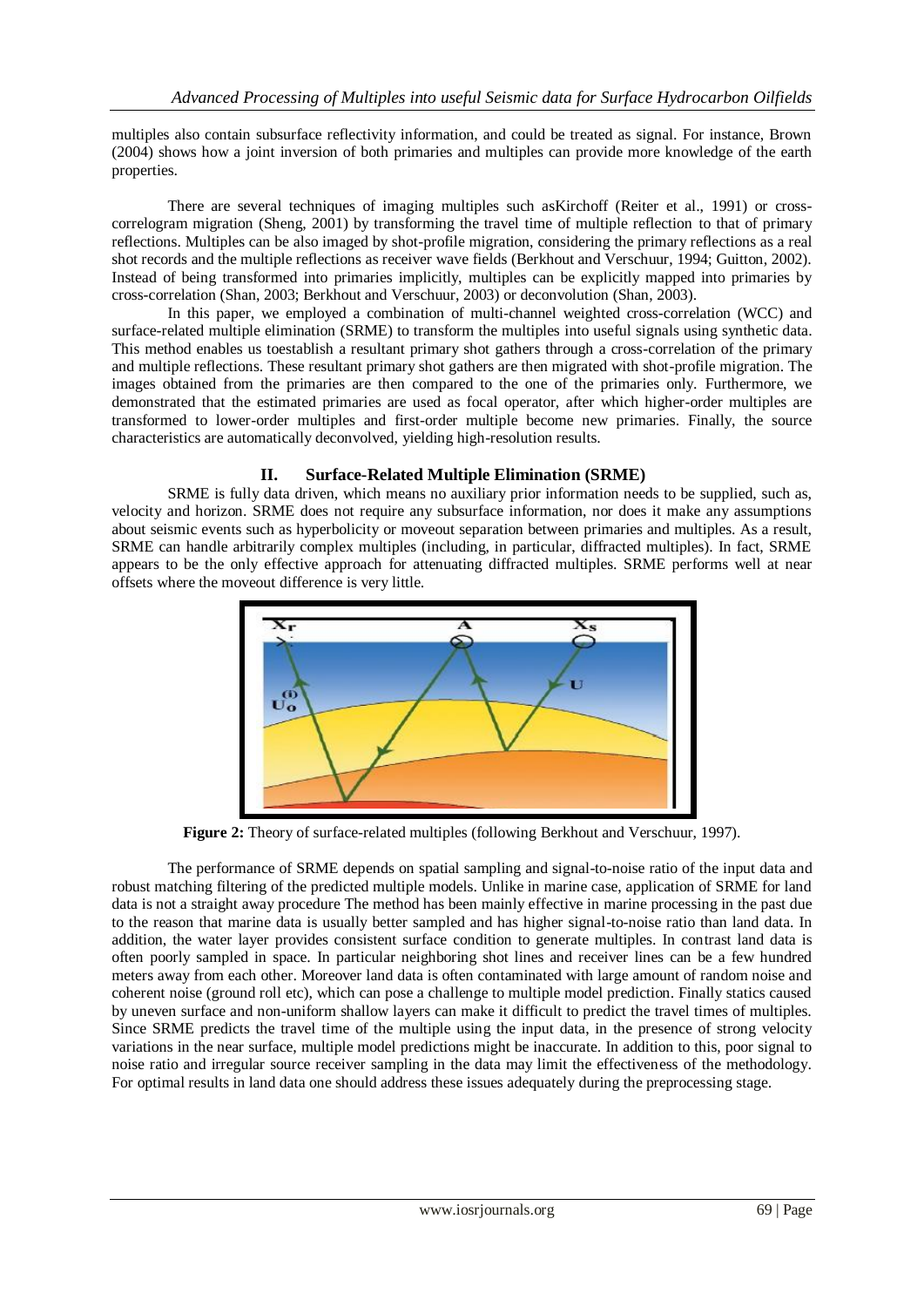multiples also contain subsurface reflectivity information, and could be treated as signal. For instance, Brown (2004) shows how a joint inversion of both primaries and multiples can provide more knowledge of the earth properties.

There are several techniques of imaging multiples such asKirchoff (Reiter et al., 1991) or cross-correlogram migration (Sheng, 2001) by transforming the travel time of multiple reflection to that of primary reflections. Multiples can be also imaged by shot-profile migration, considering the primary reflections as a real shot records and the multiple reflections as receiver wave fields (Berkhout and Verschuur, 1994; Guitton, 2002). Instead of being transformed into primaries implicitly, multiples can be explicitly mapped into primaries by cross-correlation (Shan, 2003; Berkhout and Verschuur, 2003) or deconvolution (Shan, 2003).

In this paper, we employed a combination of multi-channel weighted cross-correlation (WCC) and surface-related multiple elimination (SRME) to transform the multiples into useful signals using synthetic data. This method enables us toestablish a resultant primary shot gathers through a cross-correlation of the primary and multiple reflections. These resultant primary shot gathers are then migrated with shot-profile migration. The images obtained from the primaries are then compared to the one of the primaries only. Furthermore, we demonstrated that the estimated primaries are used as focal operator, after which higher-order multiples are transformed to lower-order multiples and first-order multiple become new primaries. Finally, the source characteristics are automatically deconvolved, yielding high-resolution results.

## II. Surface-Related Multiple Elimination (SRME)

SRME is fully data driven, which means no auxiliary prior information needs to be supplied, such as, velocity and horizon. SRME does not require any subsurface information, nor does it make any assumptions about seismic events such as hyperbolicity or moveout separation between primaries and multiples. As a result, SRME can handle arbitrarily complex multiples (including, in particular, diffracted multiples). In fact, SRME appears to be the only effective approach for attenuating diffracted multiples. SRME performs well at near offsets where the moveout difference is very little.

**Figure 2:** Theory of surface-related multiples (following Berkhout and Verschuur, 1997).

The performance of SRME depends on spatial sampling and signal-to-noise ratio of the input data and robust matching filtering of the predicted multiple models. Unlike in marine case, application of SRME for land data is not a straight away procedure The method has been mainly effective in marine processing in the past due to the reason that marine data is usually better sampled and has higher signal-to-noise ratio than land data. In addition, the water layer provides consistent surface condition to generate multiples. In contrast land data is often poorly sampled in space. In particular neighboring shot lines and receiver lines can be a few hundred meters away from each other. Moreover land data is often contaminated with large amount of random noise and coherent noise (ground roll etc), which can pose a challenge to multiple model prediction. Finally statics caused by uneven surface and non-uniform shallow layers can make it difficult to predict the travel times of multiples. Since SRME predicts the travel time of the multiple using the input data, in the presence of strong velocity variations in the near surface, multiple model predictions might be inaccurate. In addition to this, poor signal to noise ratio and irregular source receiver sampling in the data may limit the effectiveness of the methodology. For optimal results in land data one should address these issues adequately during the preprocessing stage.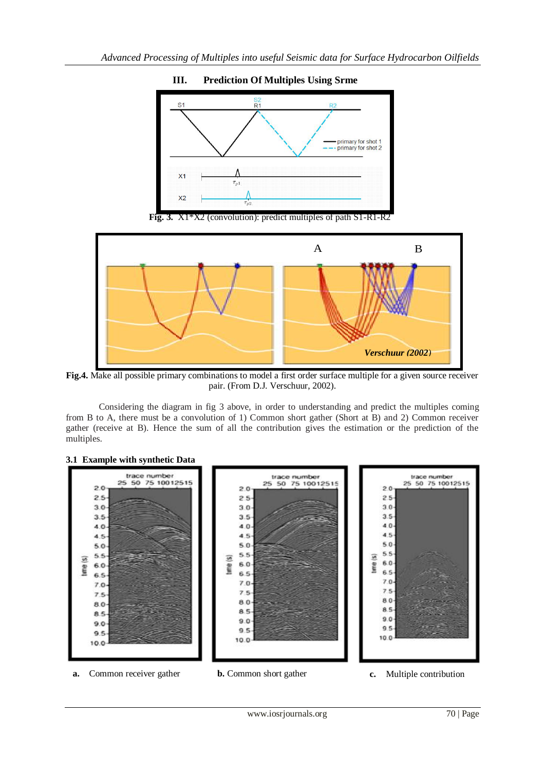## III. Prediction Of Multiples Using Srme

**Fig. 3.** X1*X2 (convolution): predict multiples of path S1-R1-R2

**Fig.4.** Make all possible primary combinations to model a first order surface multiple for a given source receiver pair. (From D.J. Verschuur, 2002).

Considering the diagram in fig 3 above, in order to understanding and predict the multiples coming from B to A, there must be a convolution of 1) Common short gather (Short at B) and 2) Common receiver gather (receive at B). Hence the sum of all the contribution gives the estimation or the prediction of the multiples.

### 3.1 Example with synthetic Data

**a.** Common receiver gather

**b.** Common short gather

**c.** Multiple contribution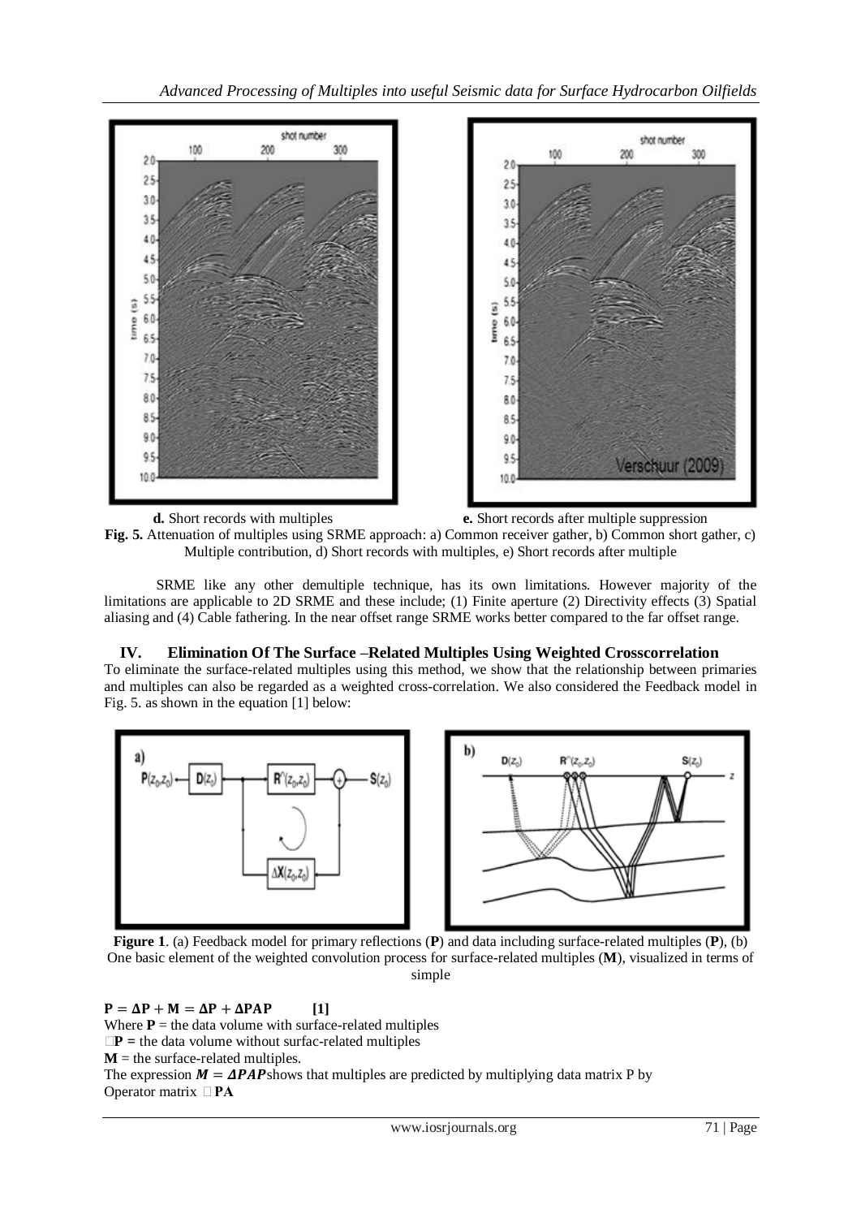**d.** Short records with multiples **e.** Short records after multiple suppression

**Fig. 5.** Attenuation of multiples using SRME approach: a) Common receiver gather, b) Common short gather, c) Multiple contribution, d) Short records with multiples, e) Short records after multiple

SRME like any other demultiple technique, has its own limitations. However majority of the limitations are applicable to 2D SRME and these include; (1) Finite aperture (2) Directivity effects (3) Spatial aliasing and (4) Cable fathering. In the near offset range SRME works better compared to the far offset range.

## IV. Elimination Of The Surface –Related Multiples Using Weighted Crosscorrelation

To eliminate the surface-related multiples using this method, we show that the relationship between primaries and multiples can also be regarded as a weighted cross-correlation. We also considered the Feedback model in Fig. 5. as shown in the equation [1] below:

**Figure 1**. (a) Feedback model for primary reflections (**P**) and data including surface-related multiples (**P**), (b) One basic element of the weighted convolution process for surface-related multiples (**M**), visualized in terms of simple

$$\mathbf{P} = \Delta\mathbf{P} + \mathbf{M} = \Delta\mathbf{P} + \Delta\mathbf{PAP} \qquad [1]$$

Where $\mathbf{P}$ = the data volume with surface-related multiples

$\Delta\mathbf{P}$ = the data volume without surfac-related multiples

$\mathbf{M}$ = the surface-related multiples.

The expression $\boldsymbol{M} = \boldsymbol{\Delta PAP}$ shows that multiples are predicted by multiplying data matrix P by Operator matrix $\Delta\mathbf{PA}$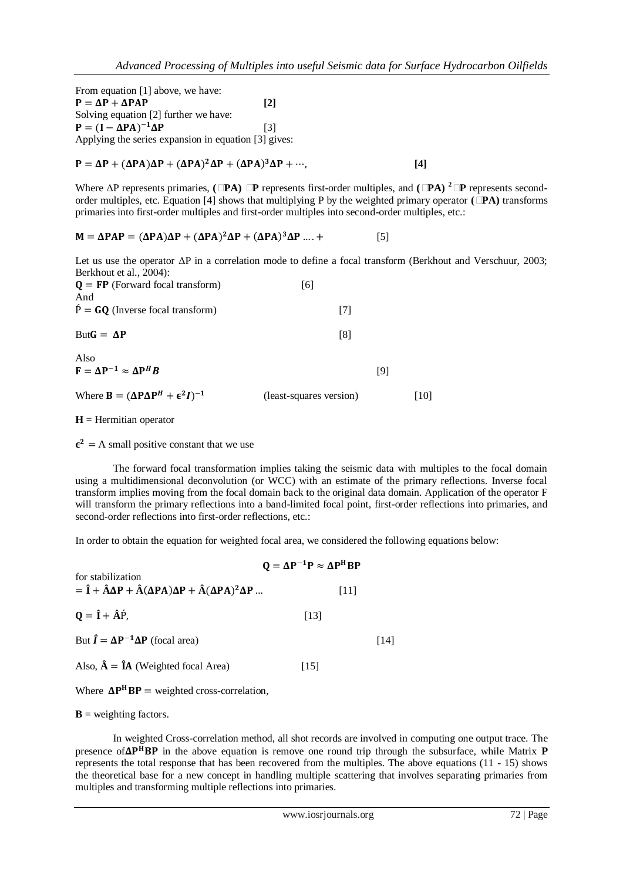From equation [1] above, we have:

$$\mathbf{P} = \mathbf{\Delta P} + \mathbf{\Delta PAP} \qquad \textbf{[2]}$$

Solving equation [2] further we have:

$$\mathbf{P} = (\mathbf{I} - \mathbf{\Delta PA})^{-1}\mathbf{\Delta P} \qquad [3]$$

Applying the series expansion in equation [3] gives:

$$\mathbf{P} = \mathbf{\Delta P} + (\mathbf{\Delta PA})\mathbf{\Delta P} + (\mathbf{\Delta PA})^2\mathbf{\Delta P} + (\mathbf{\Delta PA})^3\mathbf{\Delta P} + \cdots, \qquad \textbf{[4]}$$

Where ΔP represents primaries, **(□PA) □P** represents first-order multiples, and **(□PA)** $^{2}$ **□P** represents second-order multiples, etc. Equation [4] shows that multiplying P by the weighted primary operator **(□PA)** transforms primaries into first-order multiples and first-order multiples into second-order multiples, etc.:

$$\mathbf{M} = \mathbf{\Delta PAP} = (\mathbf{\Delta PA})\mathbf{\Delta P} + (\mathbf{\Delta PA})^2\mathbf{\Delta P} + (\mathbf{\Delta PA})^3\mathbf{\Delta P} \ldots + \qquad [5]$$

Let us use the operator ΔP in a correlation mode to define a focal transform (Berkhout and Verschuur, 2003; Berkhout et al., 2004):

$\mathbf{Q} = \mathbf{FP}$ (Forward focal transform) [6]

And

$\acute{\mathrm{P}} = \mathbf{GQ}$ (Inverse focal transform) [7]

But $\mathbf{G} = \mathbf{\Delta P}$ [8]

Also

$$\mathbf{F} = \mathbf{\Delta P}^{-1} \approx \mathbf{\Delta P}^{H}\boldsymbol{B} \qquad [9]$$

Where $\mathbf{B} = (\mathbf{\Delta P}\mathbf{\Delta P}^{H} + \boldsymbol{\epsilon}^2\boldsymbol{I})^{-1}$ (least-squares version) [10]

$\mathbf{H}$ = Hermitian operator

$\boldsymbol{\epsilon}^2$ = A small positive constant that we use

The forward focal transformation implies taking the seismic data with multiples to the focal domain using a multidimensional deconvolution (or WCC) with an estimate of the primary reflections. Inverse focal transform implies moving from the focal domain back to the original data domain. Application of the operator F will transform the primary reflections into a band-limited focal point, first-order reflections into primaries, and second-order reflections into first-order reflections, etc.:

In order to obtain the equation for weighted focal area, we considered the following equations below:

$$\mathbf{Q} = \mathbf{\Delta P}^{-1}\mathbf{P} \approx \mathbf{\Delta P}^{\mathbf{H}}\mathbf{BP}$$

for stabilization

$$= \hat{\mathbf{I}} + \hat{\mathbf{A}}\mathbf{\Delta P} + \hat{\mathbf{A}}(\mathbf{\Delta PA})\mathbf{\Delta P} + \hat{\mathbf{A}}(\mathbf{\Delta PA})^2\mathbf{\Delta P} \ldots \qquad [11]$$

$$\mathbf{Q} = \hat{\mathbf{I}} + \hat{\mathbf{A}}\acute{\mathrm{P}}, \qquad [13]$$

But $\hat{\boldsymbol{I}} = \mathbf{\Delta P}^{-1}\mathbf{\Delta P}$ (focal area) [14]

Also, $\hat{\mathbf{A}} = \hat{\mathbf{I}}\mathbf{A}$ (Weighted focal Area) [15]

Where $\mathbf{\Delta P}^{\mathbf{H}}\mathbf{BP} =$ weighted cross-correlation,

$\mathbf{B}$ = weighting factors.

In weighted Cross-correlation method, all shot records are involved in computing one output trace. The presence of $\mathbf{\Delta P}^{\mathbf{H}}\mathbf{BP}$ in the above equation is remove one round trip through the subsurface, while Matrix **P** represents the total response that has been recovered from the multiples. The above equations (11 - 15) shows the theoretical base for a new concept in handling multiple scattering that involves separating primaries from multiples and transforming multiple reflections into primaries.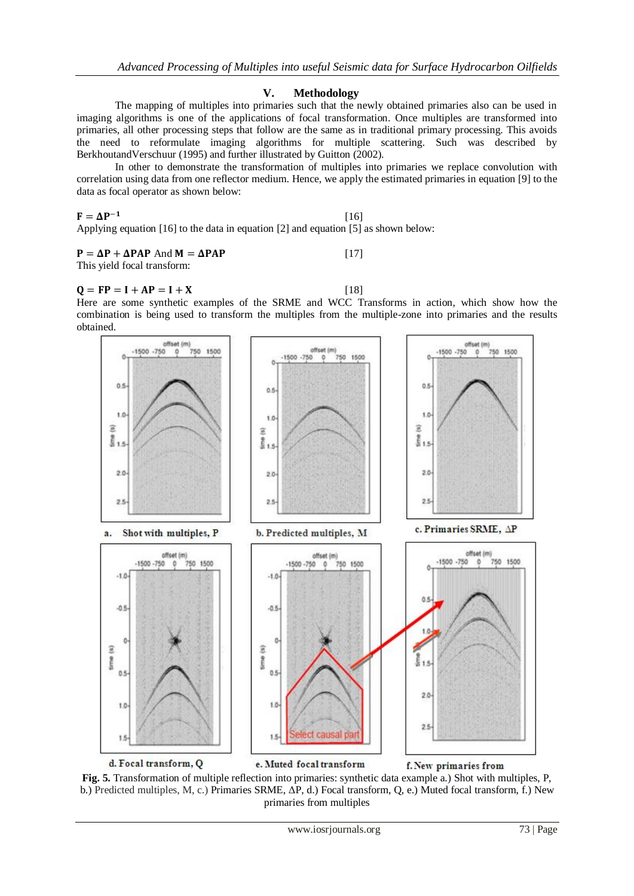## V. Methodology

The mapping of multiples into primaries such that the newly obtained primaries also can be used in imaging algorithms is one of the applications of focal transformation. Once multiples are transformed into primaries, all other processing steps that follow are the same as in traditional primary processing. This avoids the need to reformulate imaging algorithms for multiple scattering. Such was described by BerkhoutandVerschuur (1995) and further illustrated by Guitton (2002).

In other to demonstrate the transformation of multiples into primaries we replace convolution with correlation using data from one reflector medium. Hence, we apply the estimated primaries in equation [9] to the data as focal operator as shown below:

$$\mathbf{F} = \mathbf{\Delta P^{-1}} \qquad [16]$$

Applying equation [16] to the data in equation [2] and equation [5] as shown below:

$$\mathbf{P} = \mathbf{\Delta P} + \mathbf{\Delta PAP} \text{ And } \mathbf{M} = \mathbf{\Delta PAP} \qquad [17]$$

This yield focal transform:

$$\mathbf{Q} = \mathbf{FP} = \mathbf{I} + \mathbf{AP} = \mathbf{I} + \mathbf{X} \qquad [18]$$

Here are some synthetic examples of the SRME and WCC Transforms in action, which show how the combination is being used to transform the multiples from the multiple-zone into primaries and the results obtained.

a. Shot with multiples, P &nbsp;&nbsp; b. Predicted multiples, M &nbsp;&nbsp; c. Primaries SRME, ΔP

d. Focal transform, Q &nbsp;&nbsp; e. Muted focal transform &nbsp;&nbsp; f. New primaries from

**Fig. 5.** Transformation of multiple reflection into primaries: synthetic data example a.) Shot with multiples, P, b.) Predicted multiples, M, c.) Primaries SRME, ΔP, d.) Focal transform, Q, e.) Muted focal transform, f.) New primaries from multiples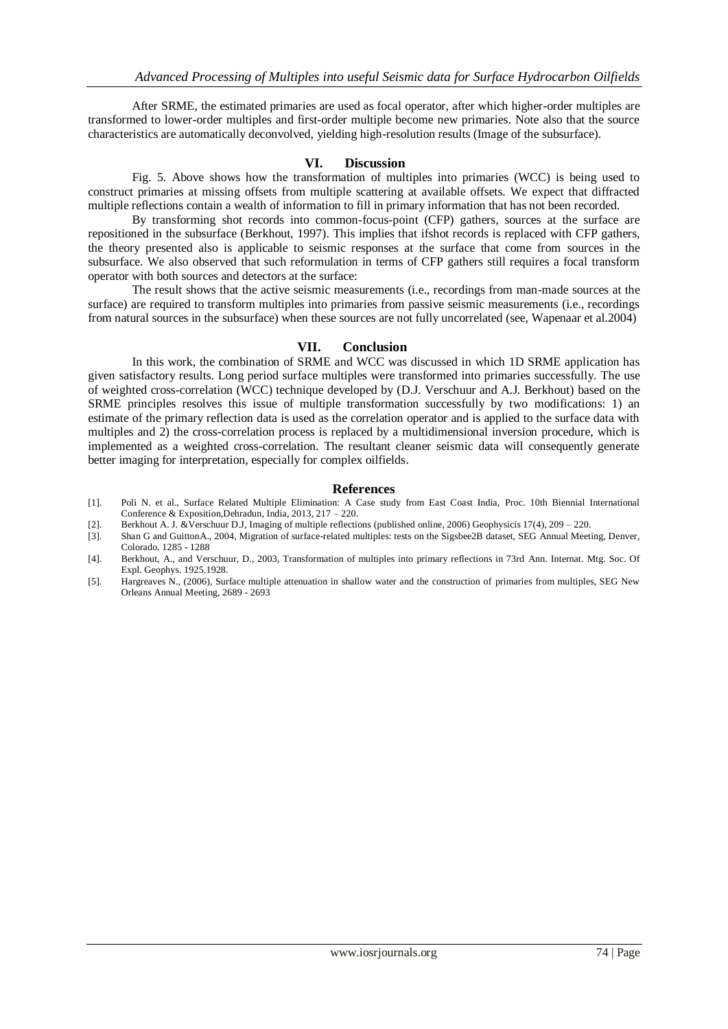After SRME, the estimated primaries are used as focal operator, after which higher-order multiples are transformed to lower-order multiples and first-order multiple become new primaries. Note also that the source characteristics are automatically deconvolved, yielding high-resolution results (Image of the subsurface).

## VI. Discussion

Fig. 5. Above shows how the transformation of multiples into primaries (WCC) is being used to construct primaries at missing offsets from multiple scattering at available offsets. We expect that diffracted multiple reflections contain a wealth of information to fill in primary information that has not been recorded.

By transforming shot records into common-focus-point (CFP) gathers, sources at the surface are repositioned in the subsurface (Berkhout, 1997). This implies that ifshot records is replaced with CFP gathers, the theory presented also is applicable to seismic responses at the surface that come from sources in the subsurface. We also observed that such reformulation in terms of CFP gathers still requires a focal transform operator with both sources and detectors at the surface:

The result shows that the active seismic measurements (i.e., recordings from man-made sources at the surface) are required to transform multiples into primaries from passive seismic measurements (i.e., recordings from natural sources in the subsurface) when these sources are not fully uncorrelated (see, Wapenaar et al.2004)

## VII. Conclusion

In this work, the combination of SRME and WCC was discussed in which 1D SRME application has given satisfactory results. Long period surface multiples were transformed into primaries successfully. The use of weighted cross-correlation (WCC) technique developed by (D.J. Verschuur and A.J. Berkhout) based on the SRME principles resolves this issue of multiple transformation successfully by two modifications: 1) an estimate of the primary reflection data is used as the correlation operator and is applied to the surface data with multiples and 2) the cross-correlation process is replaced by a multidimensional inversion procedure, which is implemented as a weighted cross-correlation. The resultant cleaner seismic data will consequently generate better imaging for interpretation, especially for complex oilfields.

## References

[1]. Poli N. et al., Surface Related Multiple Elimination: A Case study from East Coast India, Proc. 10th Biennial International Conference & Exposition,Dehradun, India, 2013, 217 – 220.

[2]. Berkhout A. J. &Verschuur D.J, Imaging of multiple reflections (published online, 2006) Geophysicis 17(4), 209 – 220.

[3]. Shan G and GuittonA., 2004, Migration of surface-related multiples: tests on the Sigsbee2B dataset, SEG Annual Meeting, Denver, Colorado. 1285 - 1288

[4]. Berkhout, A., and Verschuur, D., 2003, Transformation of multiples into primary reflections in 73rd Ann. Internat. Mtg. Soc. Of Expl. Geophys. 1925.1928.

[5]. Hargreaves N., (2006), Surface multiple attenuation in shallow water and the construction of primaries from multiples, SEG New Orleans Annual Meeting, 2689 - 2693